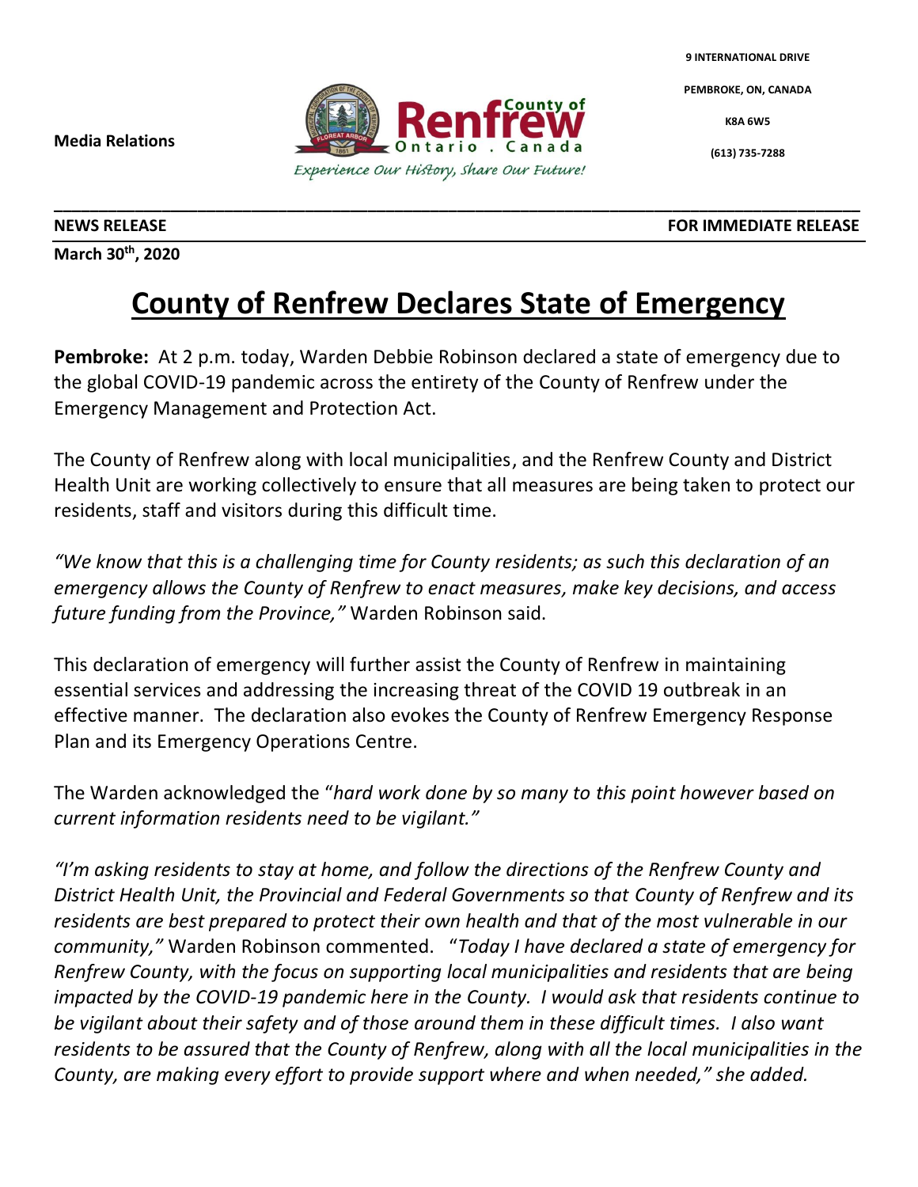Media Relations

**County of Renfrew**
Ontario . Canada
*Experience Our History, Share Our Future!*

9 INTERNATIONAL DRIVE

PEMBROKE, ON, CANADA

K8A 6W5

(613) 735-7288

**NEWS RELEASE** **FOR IMMEDIATE RELEASE**

**March 30th, 2020**

# County of Renfrew Declares State of Emergency

**Pembroke:** At 2 p.m. today, Warden Debbie Robinson declared a state of emergency due to the global COVID-19 pandemic across the entirety of the County of Renfrew under the Emergency Management and Protection Act.

The County of Renfrew along with local municipalities, and the Renfrew County and District Health Unit are working collectively to ensure that all measures are being taken to protect our residents, staff and visitors during this difficult time.

*"We know that this is a challenging time for County residents; as such this declaration of an emergency allows the County of Renfrew to enact measures, make key decisions, and access future funding from the Province,"* Warden Robinson said.

This declaration of emergency will further assist the County of Renfrew in maintaining essential services and addressing the increasing threat of the COVID 19 outbreak in an effective manner. The declaration also evokes the County of Renfrew Emergency Response Plan and its Emergency Operations Centre.

The Warden acknowledged the "*hard work done by so many to this point however based on current information residents need to be vigilant."*

*"I'm asking residents to stay at home, and follow the directions of the Renfrew County and District Health Unit, the Provincial and Federal Governments so that County of Renfrew and its residents are best prepared to protect their own health and that of the most vulnerable in our community,"* Warden Robinson commented. "*Today I have declared a state of emergency for Renfrew County, with the focus on supporting local municipalities and residents that are being impacted by the COVID-19 pandemic here in the County. I would ask that residents continue to be vigilant about their safety and of those around them in these difficult times. I also want residents to be assured that the County of Renfrew, along with all the local municipalities in the County, are making every effort to provide support where and when needed," she added.*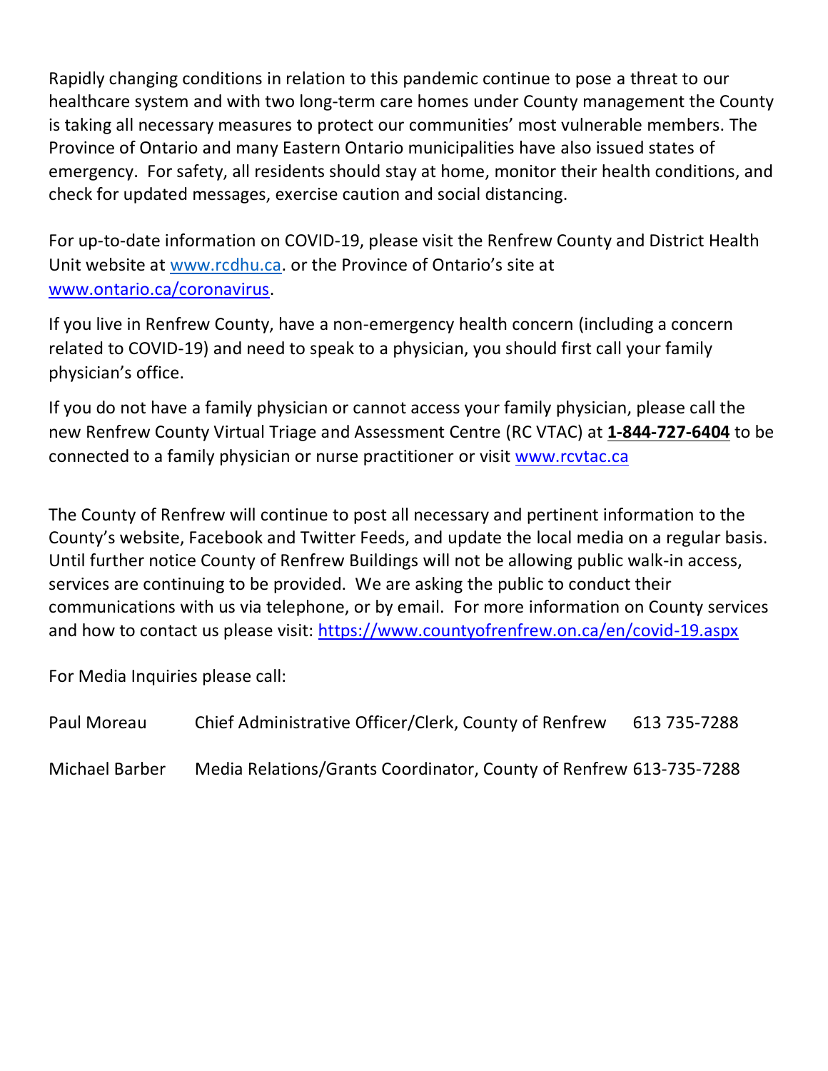Rapidly changing conditions in relation to this pandemic continue to pose a threat to our healthcare system and with two long-term care homes under County management the County is taking all necessary measures to protect our communities' most vulnerable members. The Province of Ontario and many Eastern Ontario municipalities have also issued states of emergency. For safety, all residents should stay at home, monitor their health conditions, and check for updated messages, exercise caution and social distancing.

For up-to-date information on COVID-19, please visit the Renfrew County and District Health Unit website at www.rcdhu.ca. or the Province of Ontario's site at www.ontario.ca/coronavirus.

If you live in Renfrew County, have a non-emergency health concern (including a concern related to COVID-19) and need to speak to a physician, you should first call your family physician's office.

If you do not have a family physician or cannot access your family physician, please call the new Renfrew County Virtual Triage and Assessment Centre (RC VTAC) at **1-844-727-6404** to be connected to a family physician or nurse practitioner or visit www.rcvtac.ca

The County of Renfrew will continue to post all necessary and pertinent information to the County's website, Facebook and Twitter Feeds, and update the local media on a regular basis. Until further notice County of Renfrew Buildings will not be allowing public walk-in access, services are continuing to be provided. We are asking the public to conduct their communications with us via telephone, or by email. For more information on County services and how to contact us please visit: https://www.countyofrenfrew.on.ca/en/covid-19.aspx

For Media Inquiries please call:

| | | |
|---|---|---|
| Paul Moreau | Chief Administrative Officer/Clerk, County of Renfrew | 613 735-7288 |
| Michael Barber | Media Relations/Grants Coordinator, County of Renfrew | 613-735-7288 |